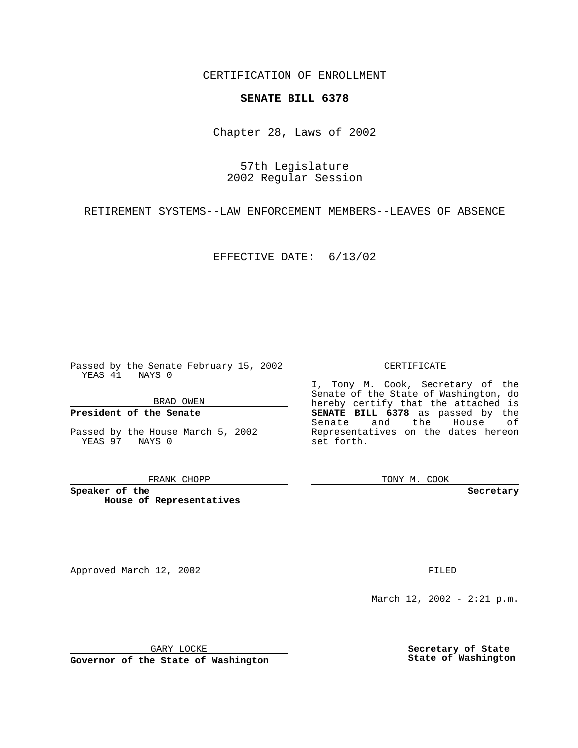CERTIFICATION OF ENROLLMENT

**SENATE BILL 6378**

Chapter 28, Laws of 2002

57th Legislature
2002 Regular Session

RETIREMENT SYSTEMS--LAW ENFORCEMENT MEMBERS--LEAVES OF ABSENCE

EFFECTIVE DATE: 6/13/02

Passed by the Senate February 15, 2002
YEAS 41 NAYS 0

BRAD OWEN

**President of the Senate**

Passed by the House March 5, 2002
YEAS 97 NAYS 0

FRANK CHOPP

**Speaker of the House of Representatives**

CERTIFICATE

I, Tony M. Cook, Secretary of the Senate of the State of Washington, do hereby certify that the attached is **SENATE BILL 6378** as passed by the Senate and the House of Representatives on the dates hereon set forth.

TONY M. COOK

**Secretary**

Approved March 12, 2002

GARY LOCKE

**Governor of the State of Washington**

FILED

March 12, 2002 - 2:21 p.m.

**Secretary of State**
**State of Washington**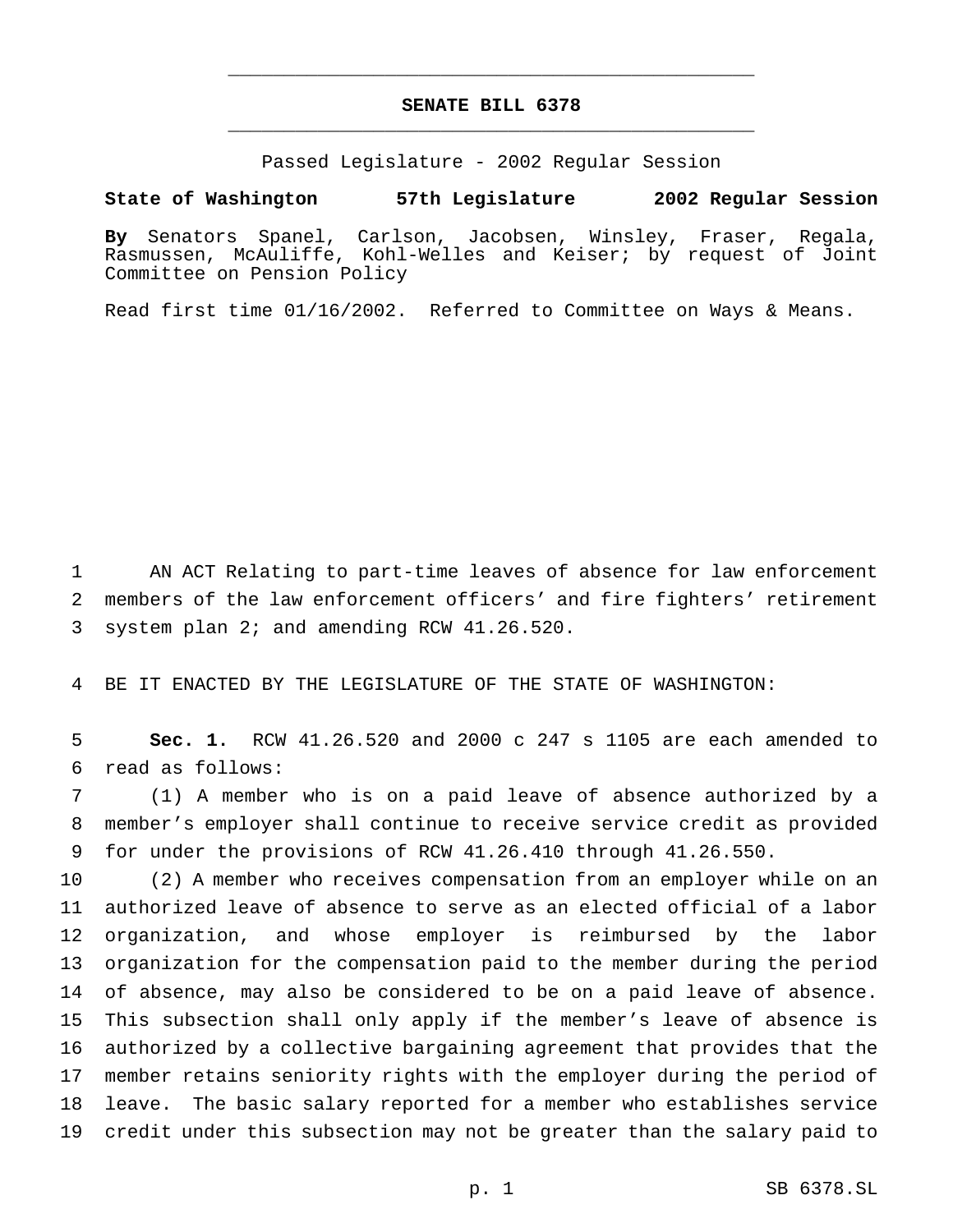# SENATE BILL 6378

Passed Legislature - 2002 Regular Session

**State of Washington 57th Legislature 2002 Regular Session**

**By** Senators Spanel, Carlson, Jacobsen, Winsley, Fraser, Regala, Rasmussen, McAuliffe, Kohl-Welles and Keiser; by request of Joint Committee on Pension Policy

Read first time 01/16/2002. Referred to Committee on Ways & Means.

1 AN ACT Relating to part-time leaves of absence for law enforcement 2 members of the law enforcement officers' and fire fighters' retirement 3 system plan 2; and amending RCW 41.26.520.

4 BE IT ENACTED BY THE LEGISLATURE OF THE STATE OF WASHINGTON:

5 **Sec. 1.** RCW 41.26.520 and 2000 c 247 s 1105 are each amended to 6 read as follows:

7 (1) A member who is on a paid leave of absence authorized by a 8 member's employer shall continue to receive service credit as provided 9 for under the provisions of RCW 41.26.410 through 41.26.550.

10 (2) A member who receives compensation from an employer while on an 11 authorized leave of absence to serve as an elected official of a labor 12 organization, and whose employer is reimbursed by the labor 13 organization for the compensation paid to the member during the period 14 of absence, may also be considered to be on a paid leave of absence. 15 This subsection shall only apply if the member's leave of absence is 16 authorized by a collective bargaining agreement that provides that the 17 member retains seniority rights with the employer during the period of 18 leave. The basic salary reported for a member who establishes service 19 credit under this subsection may not be greater than the salary paid to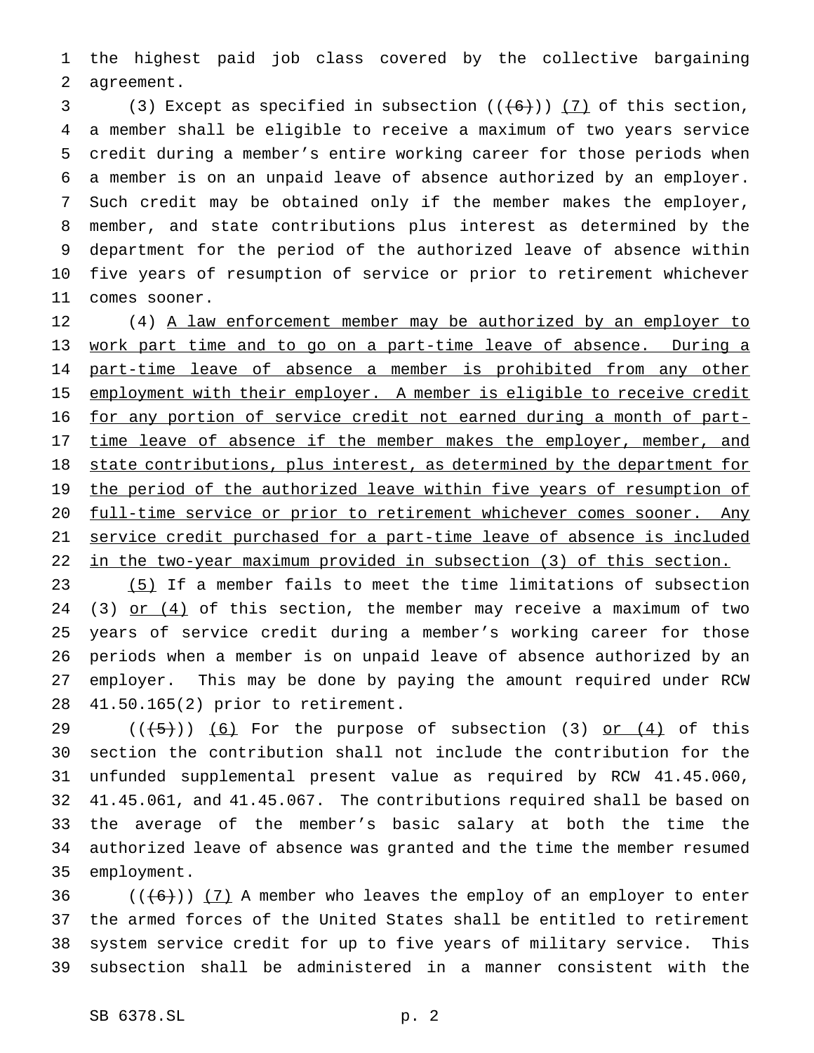the highest paid job class covered by the collective bargaining agreement.

(3) Except as specified in subsection ((~~(6)~~)) <u>(7)</u> of this section, a member shall be eligible to receive a maximum of two years service credit during a member's entire working career for those periods when a member is on an unpaid leave of absence authorized by an employer. Such credit may be obtained only if the member makes the employer, member, and state contributions plus interest as determined by the department for the period of the authorized leave of absence within five years of resumption of service or prior to retirement whichever comes sooner.

(4) <u>A law enforcement member may be authorized by an employer to work part time and to go on a part-time leave of absence. During a part-time leave of absence a member is prohibited from any other employment with their employer. A member is eligible to receive credit for any portion of service credit not earned during a month of part-time leave of absence if the member makes the employer, member, and state contributions, plus interest, as determined by the department for the period of the authorized leave within five years of resumption of full-time service or prior to retirement whichever comes sooner. Any service credit purchased for a part-time leave of absence is included in the two-year maximum provided in subsection (3) of this section.</u>

<u>(5)</u> If a member fails to meet the time limitations of subsection (3) <u>or (4)</u> of this section, the member may receive a maximum of two years of service credit during a member's working career for those periods when a member is on unpaid leave of absence authorized by an employer. This may be done by paying the amount required under RCW 41.50.165(2) prior to retirement.

((~~(5)~~)) <u>(6)</u> For the purpose of subsection (3) <u>or (4)</u> of this section the contribution shall not include the contribution for the unfunded supplemental present value as required by RCW 41.45.060, 41.45.061, and 41.45.067. The contributions required shall be based on the average of the member's basic salary at both the time the authorized leave of absence was granted and the time the member resumed employment.

((~~(6)~~)) <u>(7)</u> A member who leaves the employ of an employer to enter the armed forces of the United States shall be entitled to retirement system service credit for up to five years of military service. This subsection shall be administered in a manner consistent with the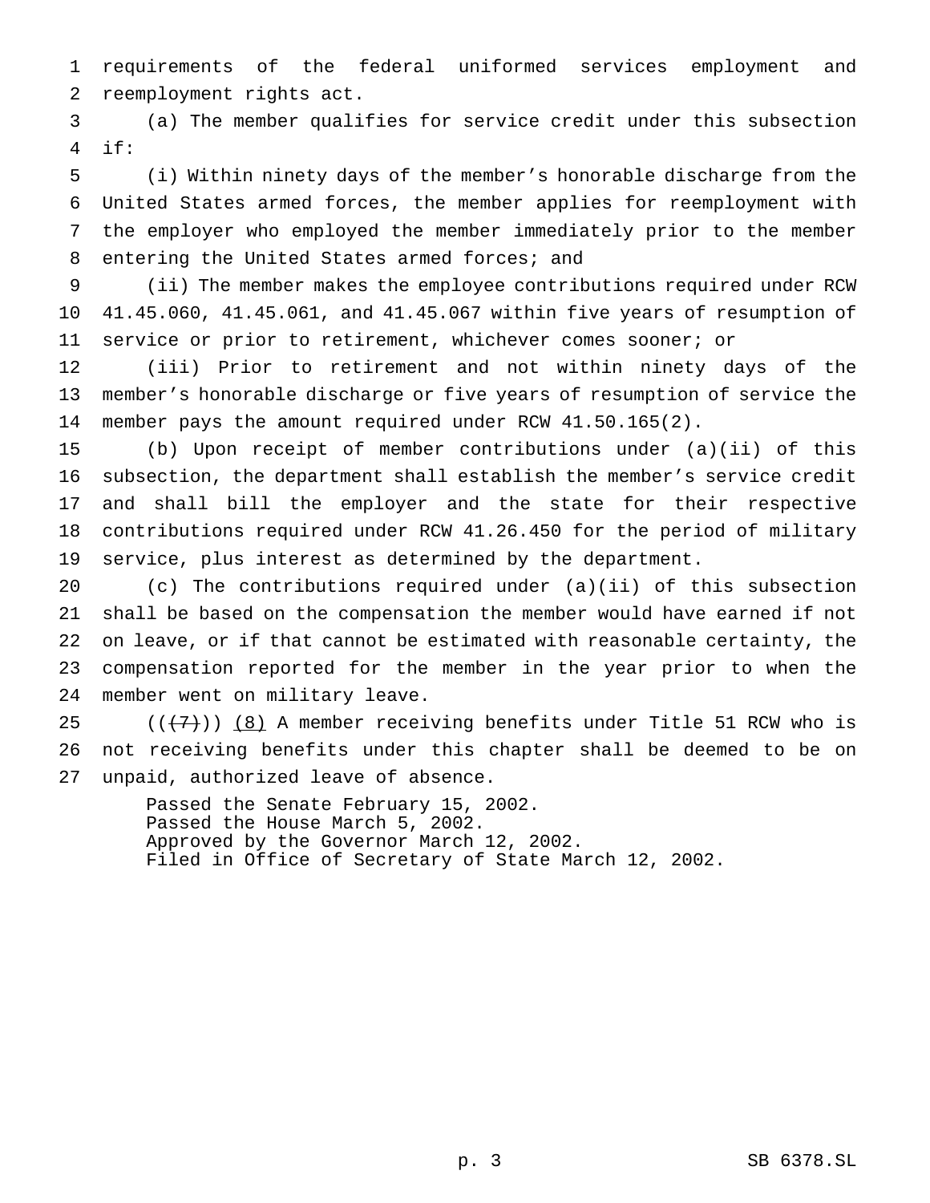requirements of the federal uniformed services employment and reemployment rights act.

(a) The member qualifies for service credit under this subsection if:

(i) Within ninety days of the member's honorable discharge from the United States armed forces, the member applies for reemployment with the employer who employed the member immediately prior to the member entering the United States armed forces; and

(ii) The member makes the employee contributions required under RCW 41.45.060, 41.45.061, and 41.45.067 within five years of resumption of service or prior to retirement, whichever comes sooner; or

(iii) Prior to retirement and not within ninety days of the member's honorable discharge or five years of resumption of service the member pays the amount required under RCW 41.50.165(2).

(b) Upon receipt of member contributions under (a)(ii) of this subsection, the department shall establish the member's service credit and shall bill the employer and the state for their respective contributions required under RCW 41.26.450 for the period of military service, plus interest as determined by the department.

(c) The contributions required under (a)(ii) of this subsection shall be based on the compensation the member would have earned if not on leave, or if that cannot be estimated with reasonable certainty, the compensation reported for the member in the year prior to when the member went on military leave.

((~~(7)~~)) <u>(8)</u> A member receiving benefits under Title 51 RCW who is not receiving benefits under this chapter shall be deemed to be on unpaid, authorized leave of absence.

Passed the Senate February 15, 2002.
Passed the House March 5, 2002.
Approved by the Governor March 12, 2002.
Filed in Office of Secretary of State March 12, 2002.